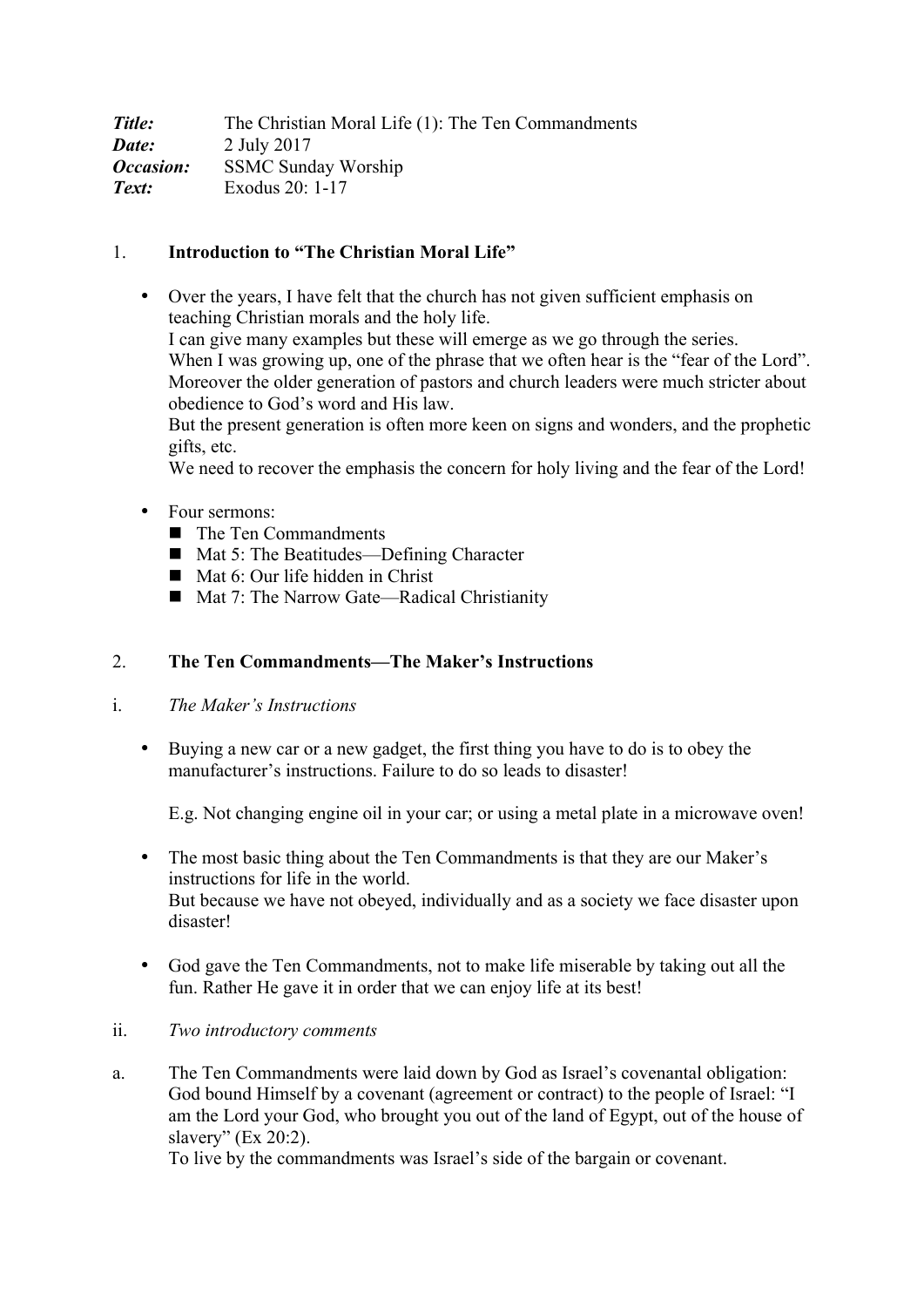***Title:*** The Christian Moral Life (1): The Ten Commandments
***Date:*** 2 July 2017
***Occasion:*** SSMC Sunday Worship
***Text:*** Exodus 20: 1-17

## 1. Introduction to "The Christian Moral Life"

- Over the years, I have felt that the church has not given sufficient emphasis on teaching Christian morals and the holy life.
  I can give many examples but these will emerge as we go through the series.
  When I was growing up, one of the phrase that we often hear is the "fear of the Lord".
  Moreover the older generation of pastors and church leaders were much stricter about obedience to God's word and His law.
  But the present generation is often more keen on signs and wonders, and the prophetic gifts, etc.
  We need to recover the emphasis the concern for holy living and the fear of the Lord!

- Four sermons:
  - The Ten Commandments
  - Mat 5: The Beatitudes—Defining Character
  - Mat 6: Our life hidden in Christ
  - Mat 7: The Narrow Gate—Radical Christianity

## 2. The Ten Commandments—The Maker's Instructions

### i. *The Maker's Instructions*

- Buying a new car or a new gadget, the first thing you have to do is to obey the manufacturer's instructions. Failure to do so leads to disaster!

  E.g. Not changing engine oil in your car; or using a metal plate in a microwave oven!

- The most basic thing about the Ten Commandments is that they are our Maker's instructions for life in the world.
  But because we have not obeyed, individually and as a society we face disaster upon disaster!

- God gave the Ten Commandments, not to make life miserable by taking out all the fun. Rather He gave it in order that we can enjoy life at its best!

### ii. *Two introductory comments*

a. The Ten Commandments were laid down by God as Israel's covenantal obligation: God bound Himself by a covenant (agreement or contract) to the people of Israel: "I am the Lord your God, who brought you out of the land of Egypt, out of the house of slavery" (Ex 20:2).
   To live by the commandments was Israel's side of the bargain or covenant.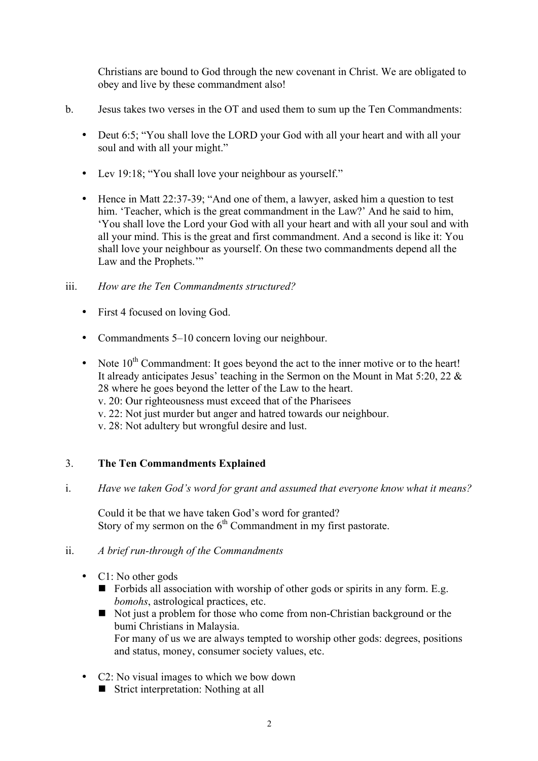Christians are bound to God through the new covenant in Christ. We are obligated to obey and live by these commandment also!

b. Jesus takes two verses in the OT and used them to sum up the Ten Commandments:

- Deut 6:5; "You shall love the LORD your God with all your heart and with all your soul and with all your might."
- Lev 19:18; "You shall love your neighbour as yourself."
- Hence in Matt 22:37-39; "And one of them, a lawyer, asked him a question to test him. 'Teacher, which is the great commandment in the Law?' And he said to him, 'You shall love the Lord your God with all your heart and with all your soul and with all your mind. This is the great and first commandment. And a second is like it: You shall love your neighbour as yourself. On these two commandments depend all the Law and the Prophets.'"

iii. *How are the Ten Commandments structured?*

- First 4 focused on loving God.
- Commandments 5–10 concern loving our neighbour.
- Note 10th Commandment: It goes beyond the act to the inner motive or to the heart! It already anticipates Jesus' teaching in the Sermon on the Mount in Mat 5:20, 22 & 28 where he goes beyond the letter of the Law to the heart.
  v. 20: Our righteousness must exceed that of the Pharisees
  v. 22: Not just murder but anger and hatred towards our neighbour.
  v. 28: Not adultery but wrongful desire and lust.

## 3. The Ten Commandments Explained

i. *Have we taken God's word for grant and assumed that everyone know what it means?*

Could it be that we have taken God's word for granted?
Story of my sermon on the 6th Commandment in my first pastorate.

ii. *A brief run-through of the Commandments*

- C1: No other gods
  - Forbids all association with worship of other gods or spirits in any form. E.g. *bomohs*, astrological practices, etc.
  - Not just a problem for those who come from non-Christian background or the bumi Christians in Malaysia.
    For many of us we are always tempted to worship other gods: degrees, positions and status, money, consumer society values, etc.
- C2: No visual images to which we bow down
  - Strict interpretation: Nothing at all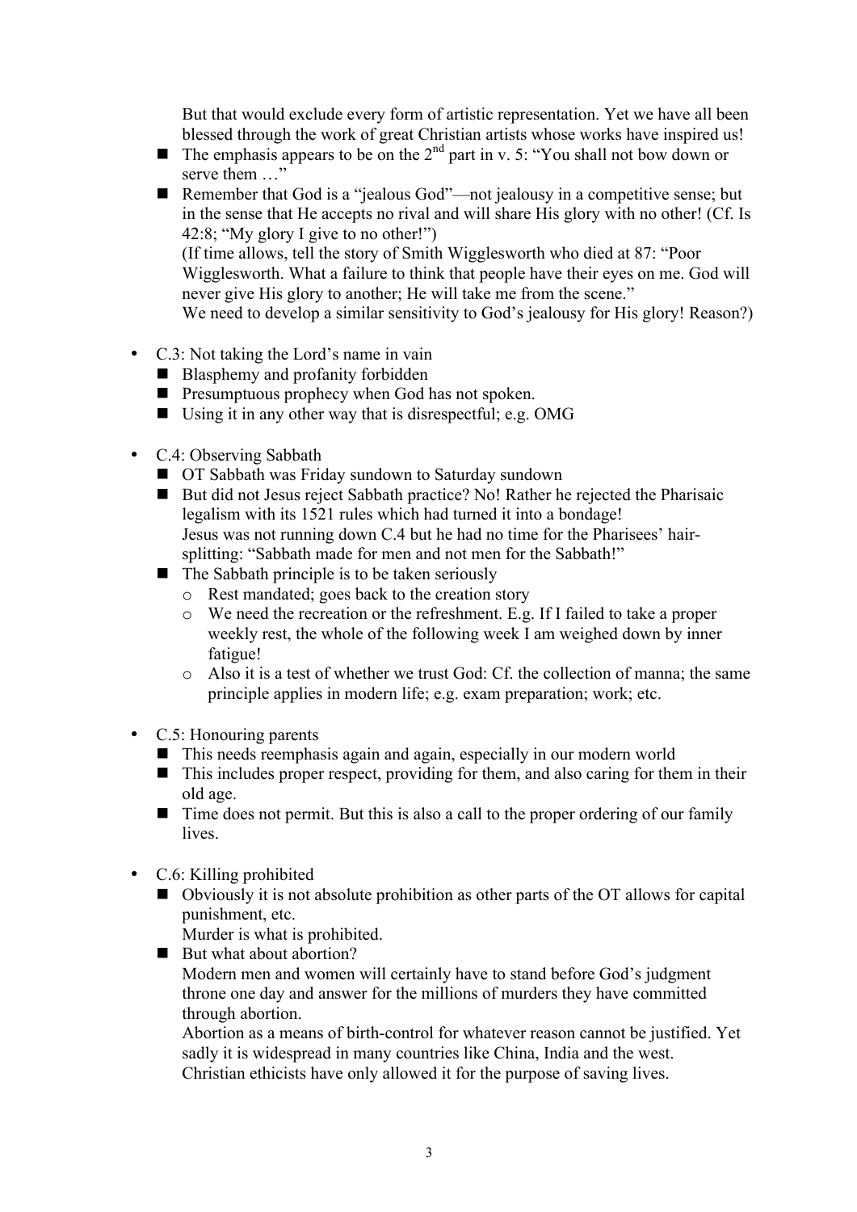But that would exclude every form of artistic representation. Yet we have all been blessed through the work of great Christian artists whose works have inspired us!

- The emphasis appears to be on the 2nd part in v. 5: "You shall not bow down or serve them …"
- Remember that God is a "jealous God"—not jealousy in a competitive sense; but in the sense that He accepts no rival and will share His glory with no other! (Cf. Is 42:8; "My glory I give to no other!")
  (If time allows, tell the story of Smith Wigglesworth who died at 87: "Poor Wigglesworth. What a failure to think that people have their eyes on me. God will never give His glory to another; He will take me from the scene."
  We need to develop a similar sensitivity to God's jealousy for His glory! Reason?)

- C.3: Not taking the Lord's name in vain
  - Blasphemy and profanity forbidden
  - Presumptuous prophecy when God has not spoken.
  - Using it in any other way that is disrespectful; e.g. OMG

- C.4: Observing Sabbath
  - OT Sabbath was Friday sundown to Saturday sundown
  - But did not Jesus reject Sabbath practice? No! Rather he rejected the Pharisaic legalism with its 1521 rules which had turned it into a bondage!
    Jesus was not running down C.4 but he had no time for the Pharisees' hair-splitting: "Sabbath made for men and not men for the Sabbath!"
  - The Sabbath principle is to be taken seriously
    - Rest mandated; goes back to the creation story
    - We need the recreation or the refreshment. E.g. If I failed to take a proper weekly rest, the whole of the following week I am weighed down by inner fatigue!
    - Also it is a test of whether we trust God: Cf. the collection of manna; the same principle applies in modern life; e.g. exam preparation; work; etc.

- C.5: Honouring parents
  - This needs reemphasis again and again, especially in our modern world
  - This includes proper respect, providing for them, and also caring for them in their old age.
  - Time does not permit. But this is also a call to the proper ordering of our family lives.

- C.6: Killing prohibited
  - Obviously it is not absolute prohibition as other parts of the OT allows for capital punishment, etc.
    Murder is what is prohibited.
  - But what about abortion?
    Modern men and women will certainly have to stand before God's judgment throne one day and answer for the millions of murders they have committed through abortion.
    Abortion as a means of birth-control for whatever reason cannot be justified. Yet sadly it is widespread in many countries like China, India and the west.
    Christian ethicists have only allowed it for the purpose of saving lives.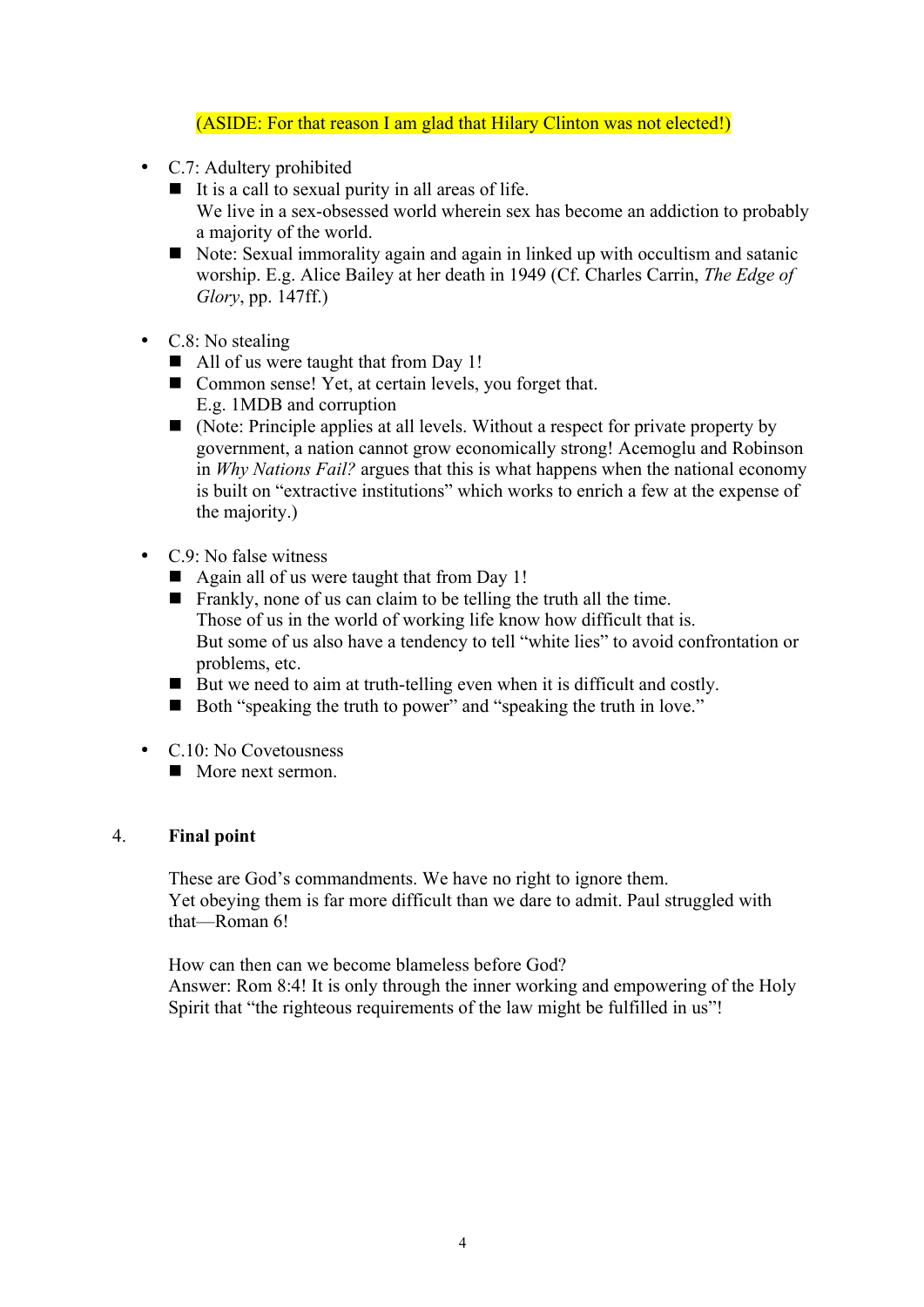(ASIDE: For that reason I am glad that Hilary Clinton was not elected!)

- C.7: Adultery prohibited
  - It is a call to sexual purity in all areas of life.
    We live in a sex-obsessed world wherein sex has become an addiction to probably a majority of the world.
  - Note: Sexual immorality again and again in linked up with occultism and satanic worship. E.g. Alice Bailey at her death in 1949 (Cf. Charles Carrin, *The Edge of Glory*, pp. 147ff.)

- C.8: No stealing
  - All of us were taught that from Day 1!
  - Common sense! Yet, at certain levels, you forget that.
    E.g. 1MDB and corruption
  - (Note: Principle applies at all levels. Without a respect for private property by government, a nation cannot grow economically strong! Acemoglu and Robinson in *Why Nations Fail?* argues that this is what happens when the national economy is built on "extractive institutions" which works to enrich a few at the expense of the majority.)

- C.9: No false witness
  - Again all of us were taught that from Day 1!
  - Frankly, none of us can claim to be telling the truth all the time.
    Those of us in the world of working life know how difficult that is.
    But some of us also have a tendency to tell "white lies" to avoid confrontation or problems, etc.
  - But we need to aim at truth-telling even when it is difficult and costly.
  - Both "speaking the truth to power" and "speaking the truth in love."

- C.10: No Covetousness
  - More next sermon.

## 4. Final point

These are God's commandments. We have no right to ignore them.
Yet obeying them is far more difficult than we dare to admit. Paul struggled with that—Roman 6!

How can then can we become blameless before God?
Answer: Rom 8:4! It is only through the inner working and empowering of the Holy Spirit that "the righteous requirements of the law might be fulfilled in us"!